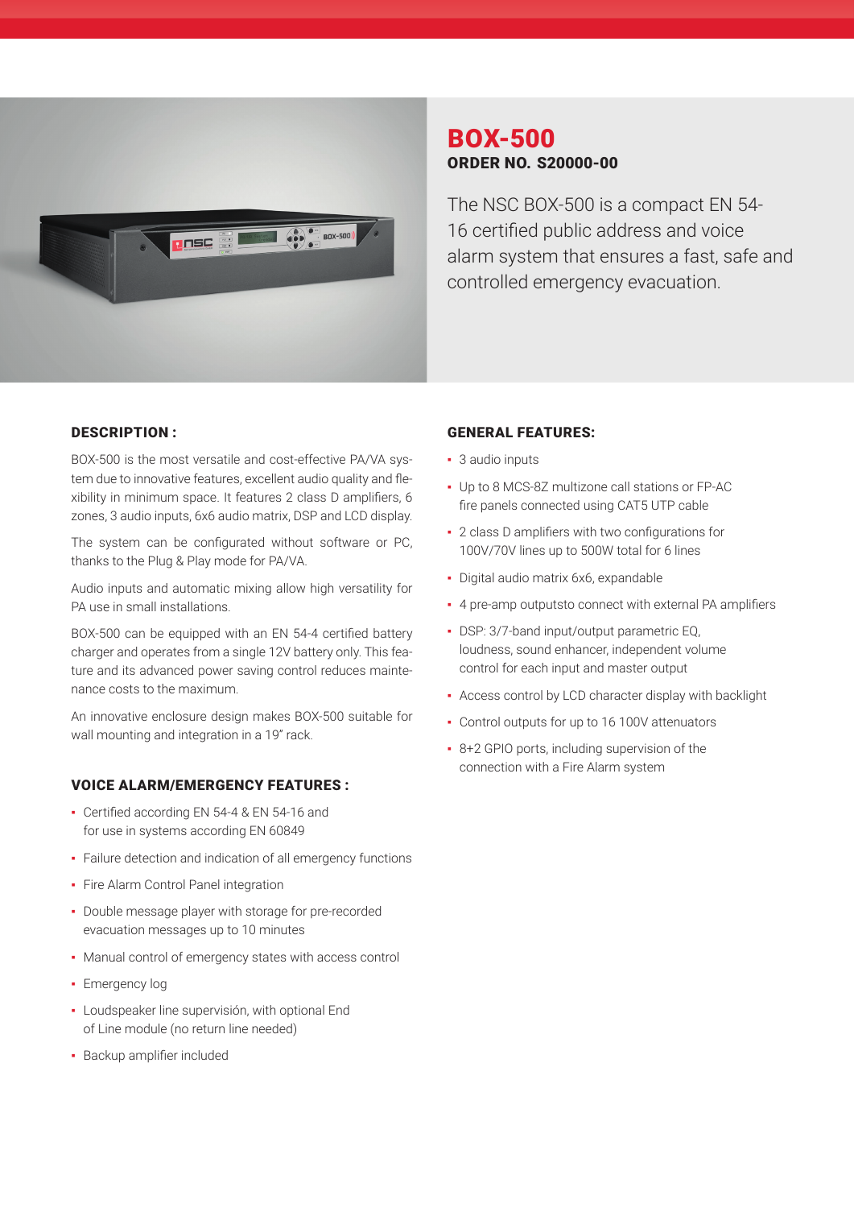# BOX-500

**ORDER NO. S20000-00**

The NSC BOX-500 is a compact EN 54-16 certified public address and voice alarm system that ensures a fast, safe and controlled emergency evacuation.

## DESCRIPTION :

BOX-500 is the most versatile and cost-effective PA/VA system due to innovative features, excellent audio quality and flexibility in minimum space. It features 2 class D amplifiers, 6 zones, 3 audio inputs, 6x6 audio matrix, DSP and LCD display.

The system can be configurated without software or PC, thanks to the Plug & Play mode for PA/VA.

Audio inputs and automatic mixing allow high versatility for PA use in small installations.

BOX-500 can be equipped with an EN 54-4 certified battery charger and operates from a single 12V battery only. This feature and its advanced power saving control reduces maintenance costs to the maximum.

An innovative enclosure design makes BOX-500 suitable for wall mounting and integration in a 19" rack.

## VOICE ALARM/EMERGENCY FEATURES :

- Certified according EN 54-4 & EN 54-16 and for use in systems according EN 60849
- Failure detection and indication of all emergency functions
- Fire Alarm Control Panel integration
- Double message player with storage for pre-recorded evacuation messages up to 10 minutes
- Manual control of emergency states with access control
- Emergency log
- Loudspeaker line supervisión, with optional End of Line module (no return line needed)
- Backup amplifier included

## GENERAL FEATURES:

- 3 audio inputs
- Up to 8 MCS-8Z multizone call stations or FP-AC fire panels connected using CAT5 UTP cable
- 2 class D amplifiers with two configurations for 100V/70V lines up to 500W total for 6 lines
- Digital audio matrix 6x6, expandable
- 4 pre-amp outputsto connect with external PA amplifiers
- DSP: 3/7-band input/output parametric EQ, loudness, sound enhancer, independent volume control for each input and master output
- Access control by LCD character display with backlight
- Control outputs for up to 16 100V attenuators
- 8+2 GPIO ports, including supervision of the connection with a Fire Alarm system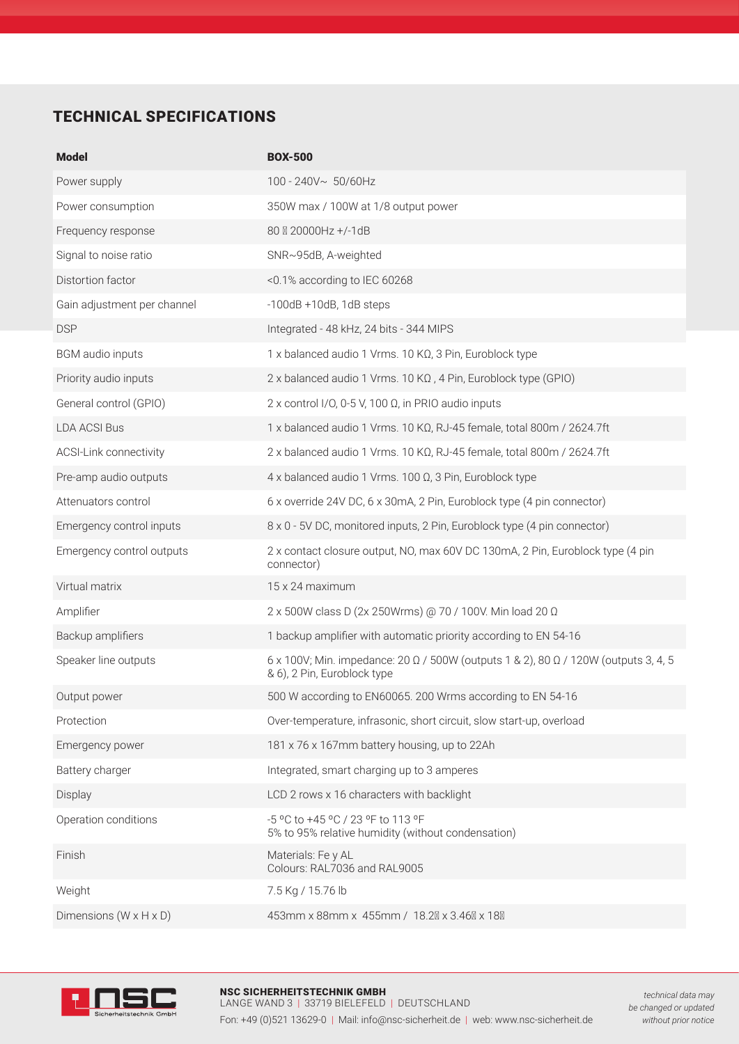## TECHNICAL SPECIFICATIONS

| Model | BOX-500 |
|---|---|
| Power supply | 100 - 240V~ 50/60Hz |
| Power consumption | 350W max / 100W at 1/8 output power |
| Frequency response | 80 – 20000Hz +/-1dB |
| Signal to noise ratio | SNR~95dB, A-weighted |
| Distortion factor | <0.1% according to IEC 60268 |
| Gain adjustment per channel | -100dB +10dB, 1dB steps |
| DSP | Integrated - 48 kHz, 24 bits - 344 MIPS |
| BGM audio inputs | 1 x balanced audio 1 Vrms. 10 KΩ, 3 Pin, Euroblock type |
| Priority audio inputs | 2 x balanced audio 1 Vrms. 10 KΩ , 4 Pin, Euroblock type (GPIO) |
| General control (GPIO) | 2 x control I/O, 0-5 V, 100 Ω, in PRIO audio inputs |
| LDA ACSI Bus | 1 x balanced audio 1 Vrms. 10 KΩ, RJ-45 female, total 800m / 2624.7ft |
| ACSI-Link connectivity | 2 x balanced audio 1 Vrms. 10 KΩ, RJ-45 female, total 800m / 2624.7ft |
| Pre-amp audio outputs | 4 x balanced audio 1 Vrms. 100 Ω, 3 Pin, Euroblock type |
| Attenuators control | 6 x override 24V DC, 6 x 30mA, 2 Pin, Euroblock type (4 pin connector) |
| Emergency control inputs | 8 x 0 - 5V DC, monitored inputs, 2 Pin, Euroblock type (4 pin connector) |
| Emergency control outputs | 2 x contact closure output, NO, max 60V DC 130mA, 2 Pin, Euroblock type (4 pin connector) |
| Virtual matrix | 15 x 24 maximum |
| Amplifier | 2 x 500W class D (2x 250Wrms) @ 70 / 100V. Min load 20 Ω |
| Backup amplifiers | 1 backup amplifier with automatic priority according to EN 54-16 |
| Speaker line outputs | 6 x 100V; Min. impedance: 20 Ω / 500W (outputs 1 & 2), 80 Ω / 120W (outputs 3, 4, 5 & 6), 2 Pin, Euroblock type |
| Output power | 500 W according to EN60065. 200 Wrms according to EN 54-16 |
| Protection | Over-temperature, infrasonic, short circuit, slow start-up, overload |
| Emergency power | 181 x 76 x 167mm battery housing, up to 22Ah |
| Battery charger | Integrated, smart charging up to 3 amperes |
| Display | LCD 2 rows x 16 characters with backlight |
| Operation conditions | -5 ºC to +45 ºC / 23 ºF to 113 ºF<br>5% to 95% relative humidity (without condensation) |
| Finish | Materials: Fe y AL<br>Colours: RAL7036 and RAL9005 |
| Weight | 7.5 Kg / 15.76 lb |
| Dimensions (W x H x D) | 453mm x 88mm x 455mm / 18.2" x 3.46" x 18" |

**NSC SICHERHEITSTECHNIK GMBH**
LANGE WAND 3 | 33719 BIELEFELD | DEUTSCHLAND
Fon: +49 (0)521 13629-0 | Mail: info@nsc-sicherheit.de | web: www.nsc-sicherheit.de

*technical data may be changed or updated without prior notice*